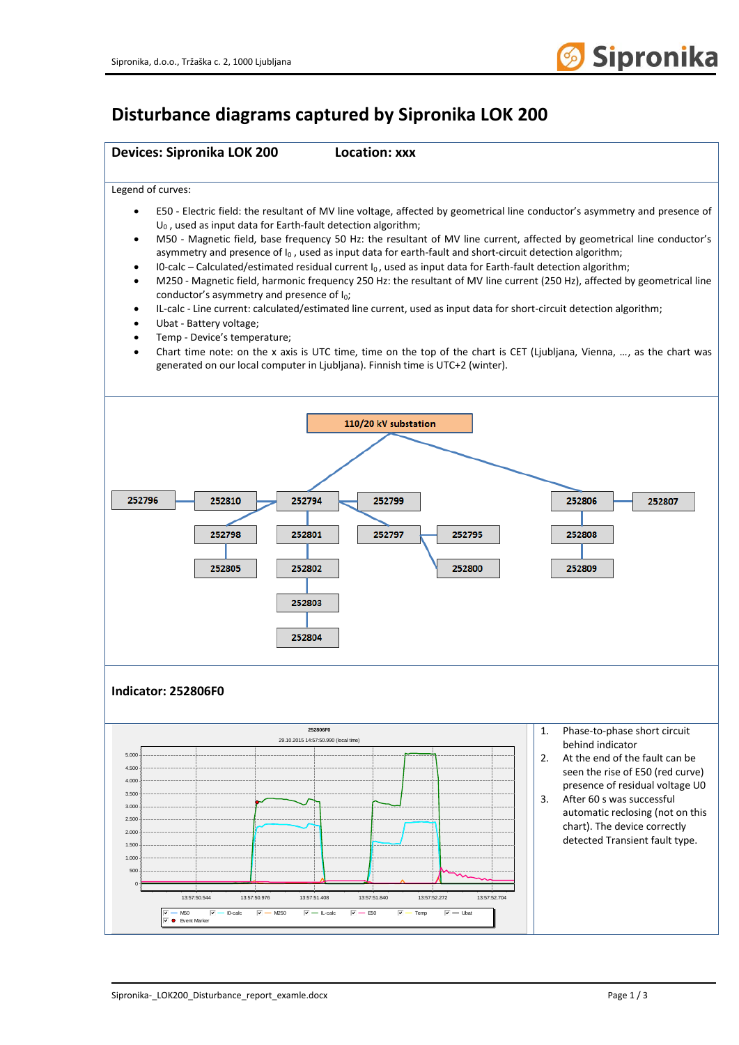# Disturbance diagrams captured by Sipronika LOK 200

**Devices: Sipronika LOK 200** **Location: xxx**

Legend of curves:

- E50 - Electric field: the resultant of MV line voltage, affected by geometrical line conductor's asymmetry and presence of $U_0$ , used as input data for Earth-fault detection algorithm;
- M50 - Magnetic field, base frequency 50 Hz: the resultant of MV line current, affected by geometrical line conductor's asymmetry and presence of $I_0$ , used as input data for earth-fault and short-circuit detection algorithm;
- I0-calc – Calculated/estimated residual current $I_0$ , used as input data for Earth-fault detection algorithm;
- M250 - Magnetic field, harmonic frequency 250 Hz: the resultant of MV line current (250 Hz), affected by geometrical line conductor's asymmetry and presence of $I_0$;
- IL-calc - Line current: calculated/estimated line current, used as input data for short-circuit detection algorithm;
- Ubat - Battery voltage;
- Temp - Device's temperature;
- Chart time note: on the x axis is UTC time, time on the top of the chart is CET (Ljubljana, Vienna, ..., as the chart was generated on our local computer in Ljubljana). Finnish time is UTC+2 (winter).

110/20 kV substation

252796, 252810, 252794, 252799, 252806, 252807, 252798, 252801, 252797, 252795, 252808, 252805, 252802, 252800, 252809, 252803, 252804

## Indicator: 252806F0

252806F0

29.10.2015 14:57:50.990 (local time)

M50, I0-calc, M250, IL-calc, E50, Temp, Ubat, Event Marker

1. Phase-to-phase short circuit behind indicator
2. At the end of the fault can be seen the rise of E50 (red curve) presence of residual voltage U0
3. After 60 s was successful automatic reclosing (not on this chart). The device correctly detected Transient fault type.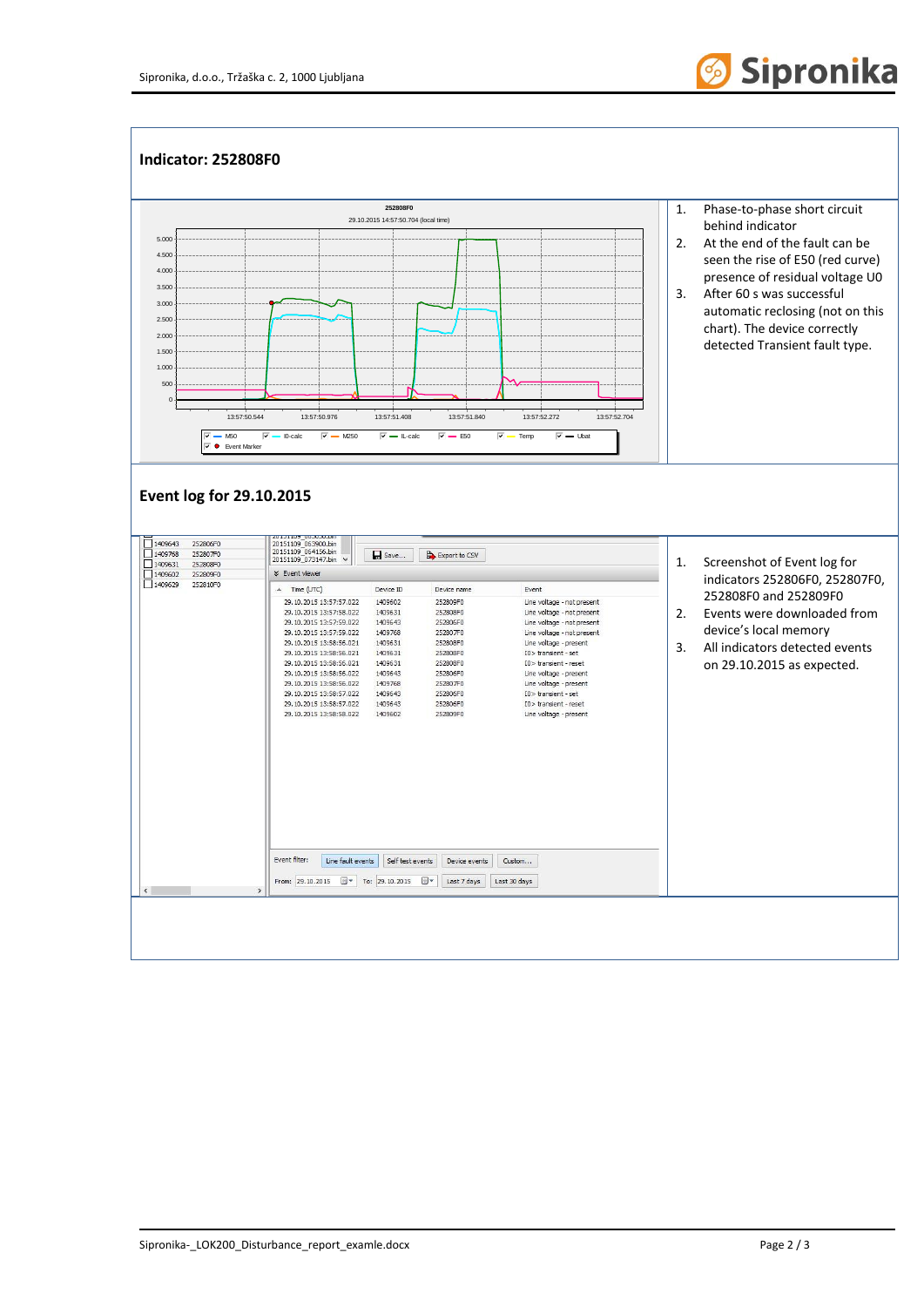## Indicator: 252808F0

1. Phase-to-phase short circuit behind indicator
2. At the end of the fault can be seen the rise of E50 (red curve) presence of residual voltage U0
3. After 60 s was successful automatic reclosing (not on this chart). The device correctly detected Transient fault type.

## Event log for 29.10.2015

| Time (UTC) | Device ID | Device name | Event |
|---|---|---|---|
| 29.10.2015 13:57:57.022 | 1409602 | 252809F0 | Line voltage - not present |
| 29.10.2015 13:57:58.022 | 1409631 | 252808F0 | Line voltage - not present |
| 29.10.2015 13:57:59.022 | 1409643 | 252806F0 | Line voltage - not present |
| 29.10.2015 13:57:59.022 | 1409768 | 252807F0 | Line voltage - not present |
| 29.10.2015 13:58:56.021 | 1409631 | 252808F0 | Line voltage - present |
| 29.10.2015 13:58:56.021 | 1409631 | 252808F0 | I0> transient - set |
| 29.10.2015 13:58:56.021 | 1409631 | 252808F0 | I0> transient - reset |
| 29.10.2015 13:58:56.022 | 1409643 | 252806F0 | Line voltage - present |
| 29.10.2015 13:58:56.022 | 1409768 | 252807F0 | Line voltage - present |
| 29.10.2015 13:58:57.022 | 1409643 | 252806F0 | I0> transient - set |
| 29.10.2015 13:58:57.022 | 1409643 | 252806F0 | I0> transient - reset |
| 29.10.2015 13:58:58.022 | 1409602 | 252809F0 | Line voltage - present |

1. Screenshot of Event log for indicators 252806F0, 252807F0, 252808F0 and 252809F0
2. Events were downloaded from device's local memory
3. All indicators detected events on 29.10.2015 as expected.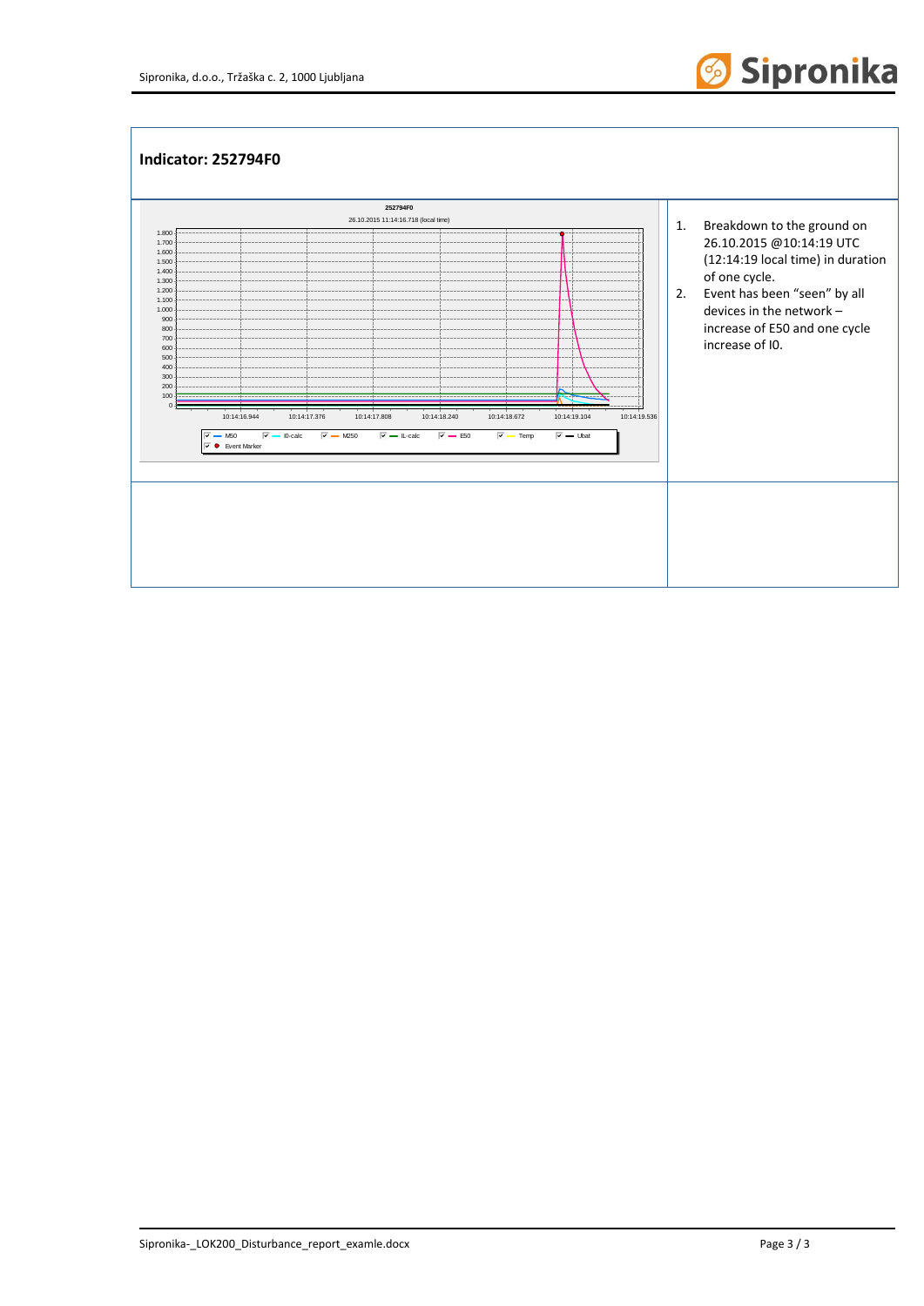## Indicator: 252794F0

252794F0

26.10.2015 11:14:16.718 (local time)

1.800
1.700
1.600
1.500
1.400
1.300
1.200
1.100
1.000
900
800
700
600
500
400
300
200
100
0

10:14:16.944
10:14:17.376
10:14:17.808
10:14:18.240
10:14:18.672
10:14:19.104
10:14:19.536

M50
I0-calc
M250
IL-calc
E50
Temp
Ubat
Event Marker

1. Breakdown to the ground on 26.10.2015 @10:14:19 UTC (12:14:19 local time) in duration of one cycle.
2. Event has been "seen" by all devices in the network – increase of E50 and one cycle increase of I0.